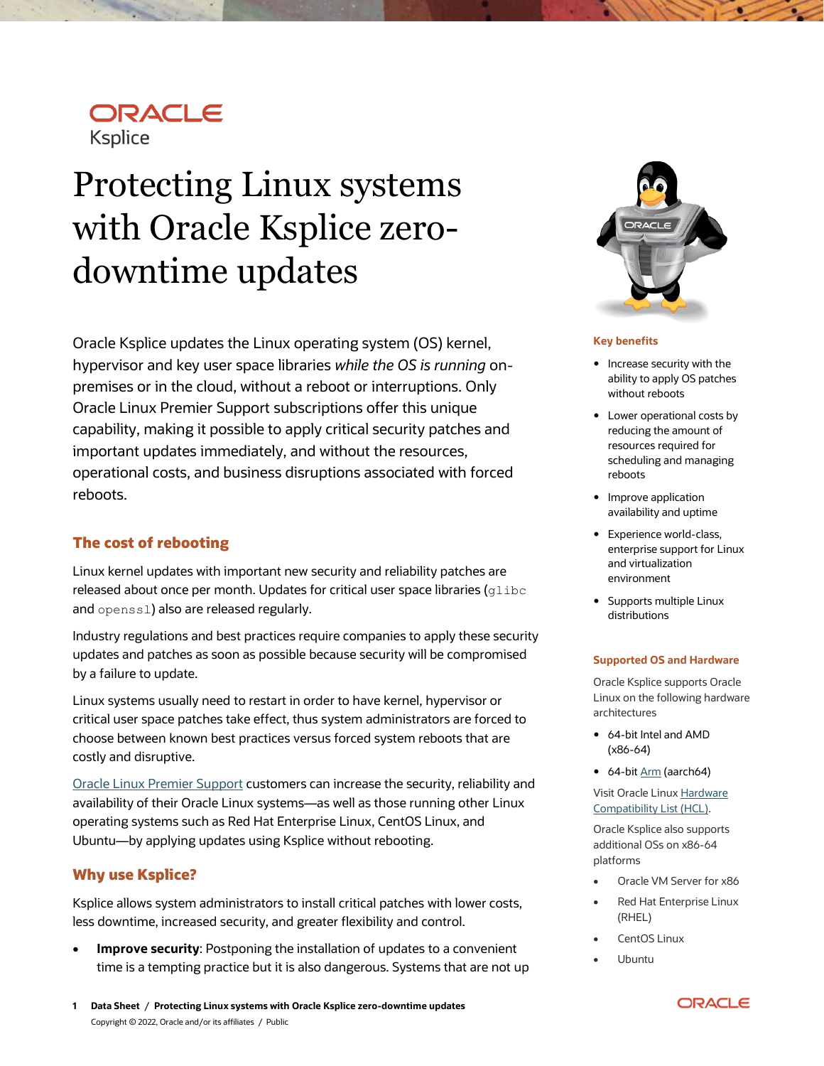ORACLE

Ksplice

# Protecting Linux systems with Oracle Ksplice zero-downtime updates

Oracle Ksplice updates the Linux operating system (OS) kernel, hypervisor and key user space libraries *while the OS is running* on-premises or in the cloud, without a reboot or interruptions. Only Oracle Linux Premier Support subscriptions offer this unique capability, making it possible to apply critical security patches and important updates immediately, and without the resources, operational costs, and business disruptions associated with forced reboots.

## The cost of rebooting

Linux kernel updates with important new security and reliability patches are released about once per month. Updates for critical user space libraries (`glibc` and `openssl`) also are released regularly.

Industry regulations and best practices require companies to apply these security updates and patches as soon as possible because security will be compromised by a failure to update.

Linux systems usually need to restart in order to have kernel, hypervisor or critical user space patches take effect, thus system administrators are forced to choose between known best practices versus forced system reboots that are costly and disruptive.

Oracle Linux Premier Support customers can increase the security, reliability and availability of their Oracle Linux systems—as well as those running other Linux operating systems such as Red Hat Enterprise Linux, CentOS Linux, and Ubuntu—by applying updates using Ksplice without rebooting.

## Why use Ksplice?

Ksplice allows system administrators to install critical patches with lower costs, less downtime, increased security, and greater flexibility and control.

- **Improve security**: Postponing the installation of updates to a convenient time is a tempting practice but it is also dangerous. Systems that are not up

### Key benefits

- Increase security with the ability to apply OS patches without reboots
- Lower operational costs by reducing the amount of resources required for scheduling and managing reboots
- Improve application availability and uptime
- Experience world-class, enterprise support for Linux and virtualization environment
- Supports multiple Linux distributions

### Supported OS and Hardware

Oracle Ksplice supports Oracle Linux on the following hardware architectures

- 64-bit Intel and AMD (x86-64)
- 64-bit Arm (aarch64)

Visit Oracle Linux Hardware Compatibility List (HCL).

Oracle Ksplice also supports additional OSs on x86-64 platforms

- Oracle VM Server for x86
- Red Hat Enterprise Linux (RHEL)
- CentOS Linux
- Ubuntu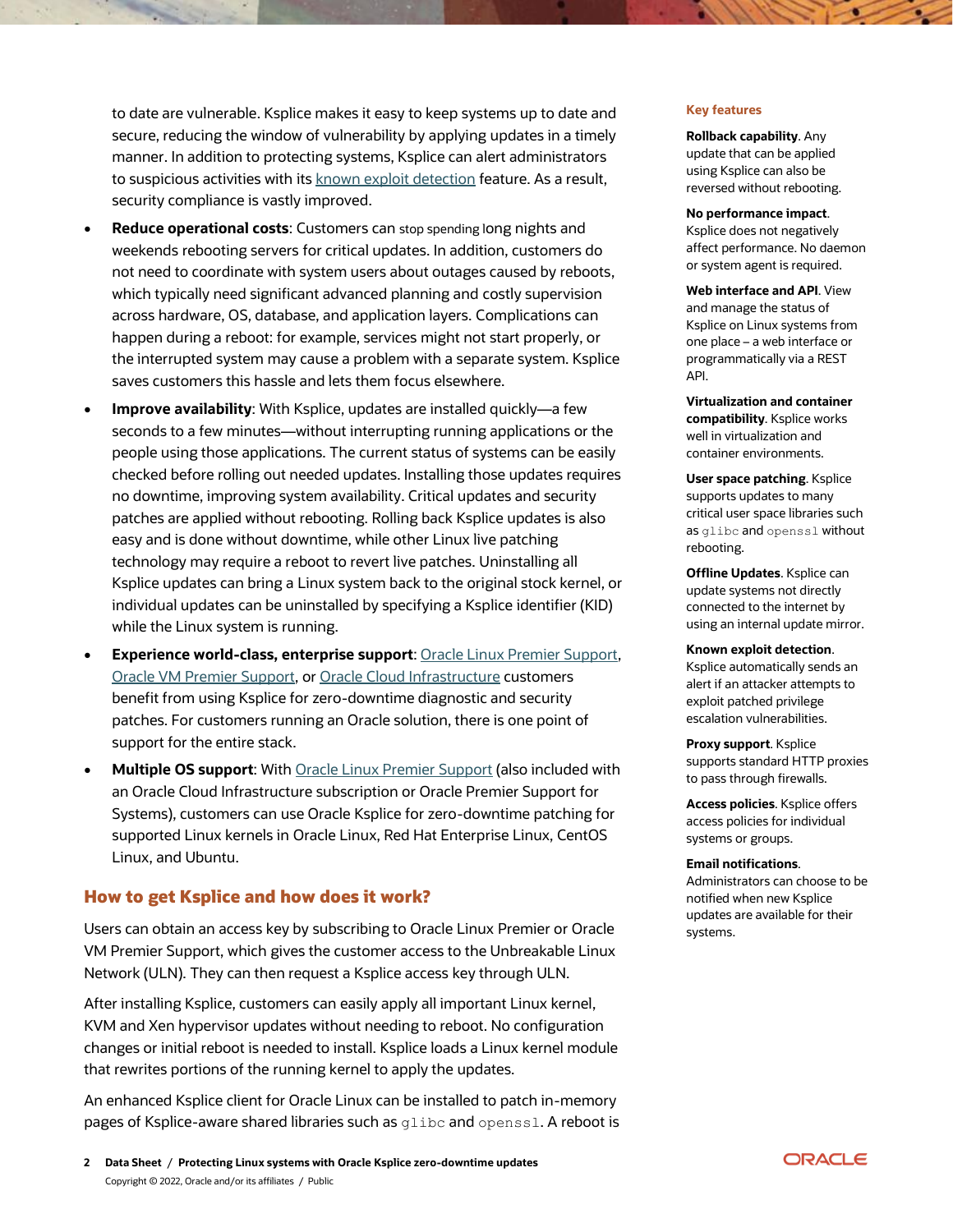to date are vulnerable. Ksplice makes it easy to keep systems up to date and secure, reducing the window of vulnerability by applying updates in a timely manner. In addition to protecting systems, Ksplice can alert administrators to suspicious activities with its known exploit detection feature. As a result, security compliance is vastly improved.

- **Reduce operational costs**: Customers can stop spending long nights and weekends rebooting servers for critical updates. In addition, customers do not need to coordinate with system users about outages caused by reboots, which typically need significant advanced planning and costly supervision across hardware, OS, database, and application layers. Complications can happen during a reboot: for example, services might not start properly, or the interrupted system may cause a problem with a separate system. Ksplice saves customers this hassle and lets them focus elsewhere.
- **Improve availability**: With Ksplice, updates are installed quickly—a few seconds to a few minutes—without interrupting running applications or the people using those applications. The current status of systems can be easily checked before rolling out needed updates. Installing those updates requires no downtime, improving system availability. Critical updates and security patches are applied without rebooting. Rolling back Ksplice updates is also easy and is done without downtime, while other Linux live patching technology may require a reboot to revert live patches. Uninstalling all Ksplice updates can bring a Linux system back to the original stock kernel, or individual updates can be uninstalled by specifying a Ksplice identifier (KID) while the Linux system is running.
- **Experience world-class, enterprise support**: Oracle Linux Premier Support, Oracle VM Premier Support, or Oracle Cloud Infrastructure customers benefit from using Ksplice for zero-downtime diagnostic and security patches. For customers running an Oracle solution, there is one point of support for the entire stack.
- **Multiple OS support**: With Oracle Linux Premier Support (also included with an Oracle Cloud Infrastructure subscription or Oracle Premier Support for Systems), customers can use Oracle Ksplice for zero-downtime patching for supported Linux kernels in Oracle Linux, Red Hat Enterprise Linux, CentOS Linux, and Ubuntu.

## How to get Ksplice and how does it work?

Users can obtain an access key by subscribing to Oracle Linux Premier or Oracle VM Premier Support, which gives the customer access to the Unbreakable Linux Network (ULN). They can then request a Ksplice access key through ULN.

After installing Ksplice, customers can easily apply all important Linux kernel, KVM and Xen hypervisor updates without needing to reboot. No configuration changes or initial reboot is needed to install. Ksplice loads a Linux kernel module that rewrites portions of the running kernel to apply the updates.

An enhanced Ksplice client for Oracle Linux can be installed to patch in-memory pages of Ksplice-aware shared libraries such as `glibc` and `openssl`. A reboot is

### Key features

**Rollback capability**. Any update that can be applied using Ksplice can also be reversed without rebooting.

**No performance impact**. Ksplice does not negatively affect performance. No daemon or system agent is required.

**Web interface and API**. View and manage the status of Ksplice on Linux systems from one place – a web interface or programmatically via a REST API.

**Virtualization and container compatibility**. Ksplice works well in virtualization and container environments.

**User space patching**. Ksplice supports updates to many critical user space libraries such as `glibc` and `openssl` without rebooting.

**Offline Updates**. Ksplice can update systems not directly connected to the internet by using an internal update mirror.

**Known exploit detection**. Ksplice automatically sends an alert if an attacker attempts to exploit patched privilege escalation vulnerabilities.

**Proxy support**. Ksplice supports standard HTTP proxies to pass through firewalls.

**Access policies**. Ksplice offers access policies for individual systems or groups.

**Email notifications**. Administrators can choose to be notified when new Ksplice updates are available for their systems.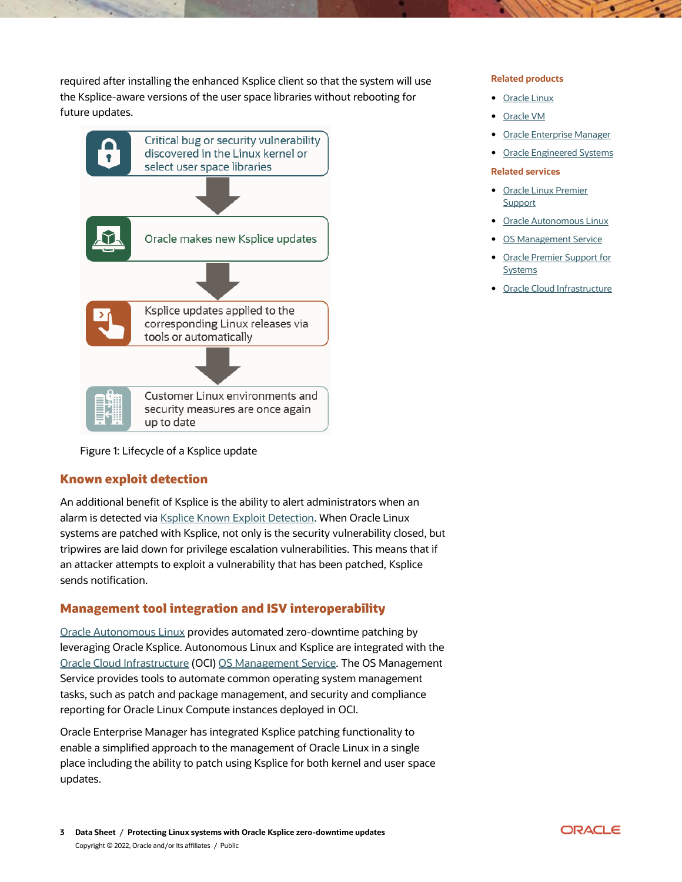required after installing the enhanced Ksplice client so that the system will use the Ksplice-aware versions of the user space libraries without rebooting for future updates.

Critical bug or security vulnerability discovered in the Linux kernel or select user space libraries

Oracle makes new Ksplice updates

Ksplice updates applied to the corresponding Linux releases via tools or automatically

Customer Linux environments and security measures are once again up to date

Figure 1: Lifecycle of a Ksplice update

## Known exploit detection

An additional benefit of Ksplice is the ability to alert administrators when an alarm is detected via Ksplice Known Exploit Detection. When Oracle Linux systems are patched with Ksplice, not only is the security vulnerability closed, but tripwires are laid down for privilege escalation vulnerabilities. This means that if an attacker attempts to exploit a vulnerability that has been patched, Ksplice sends notification.

## Management tool integration and ISV interoperability

Oracle Autonomous Linux provides automated zero-downtime patching by leveraging Oracle Ksplice. Autonomous Linux and Ksplice are integrated with the Oracle Cloud Infrastructure (OCI) OS Management Service. The OS Management Service provides tools to automate common operating system management tasks, such as patch and package management, and security and compliance reporting for Oracle Linux Compute instances deployed in OCI.

Oracle Enterprise Manager has integrated Ksplice patching functionality to enable a simplified approach to the management of Oracle Linux in a single place including the ability to patch using Ksplice for both kernel and user space updates.

**Related products**

- Oracle Linux
- Oracle VM
- Oracle Enterprise Manager
- Oracle Engineered Systems

**Related services**

- Oracle Linux Premier Support
- Oracle Autonomous Linux
- OS Management Service
- Oracle Premier Support for Systems
- Oracle Cloud Infrastructure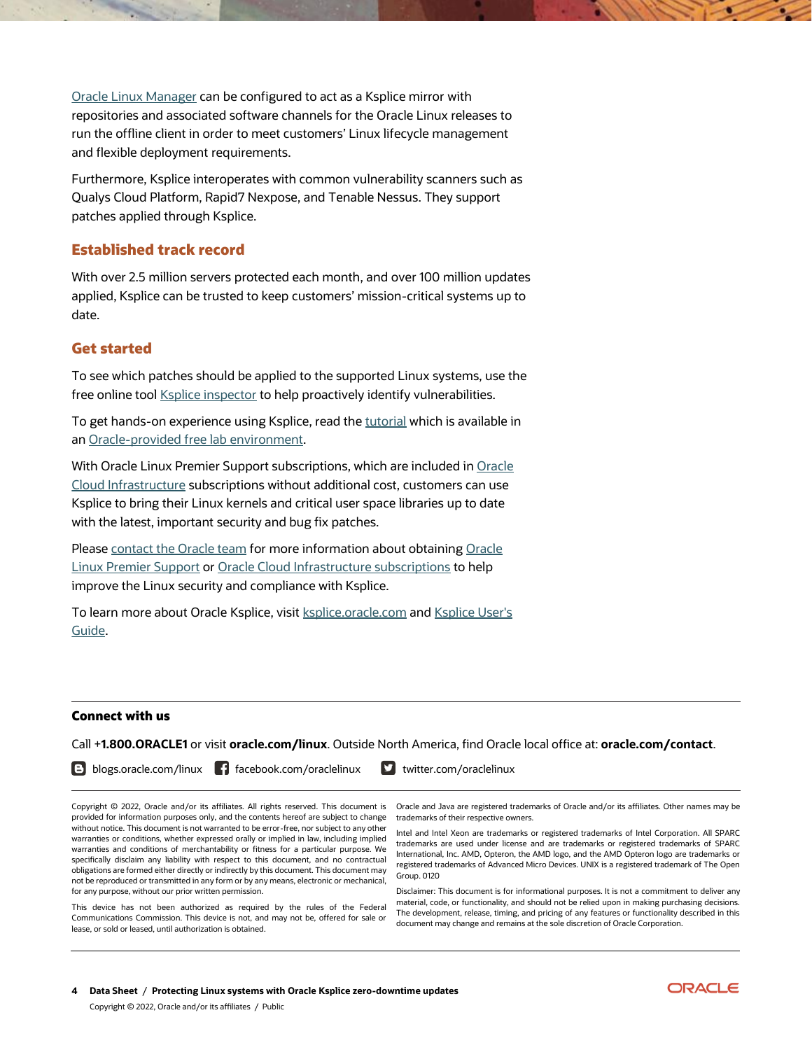[Oracle Linux Manager] can be configured to act as a Ksplice mirror with repositories and associated software channels for the Oracle Linux releases to run the offline client in order to meet customers' Linux lifecycle management and flexible deployment requirements.

Furthermore, Ksplice interoperates with common vulnerability scanners such as Qualys Cloud Platform, Rapid7 Nexpose, and Tenable Nessus. They support patches applied through Ksplice.

## Established track record

With over 2.5 million servers protected each month, and over 100 million updates applied, Ksplice can be trusted to keep customers' mission-critical systems up to date.

## Get started

To see which patches should be applied to the supported Linux systems, use the free online tool Ksplice inspector to help proactively identify vulnerabilities.

To get hands-on experience using Ksplice, read the tutorial which is available in an Oracle-provided free lab environment.

With Oracle Linux Premier Support subscriptions, which are included in Oracle Cloud Infrastructure subscriptions without additional cost, customers can use Ksplice to bring their Linux kernels and critical user space libraries up to date with the latest, important security and bug fix patches.

Please contact the Oracle team for more information about obtaining Oracle Linux Premier Support or Oracle Cloud Infrastructure subscriptions to help improve the Linux security and compliance with Ksplice.

To learn more about Oracle Ksplice, visit ksplice.oracle.com and Ksplice User's Guide.

**Connect with us**

Call +**1.800.ORACLE1** or visit **oracle.com/linux**. Outside North America, find Oracle local office at: **oracle.com/contact**.

blogs.oracle.com/linux    facebook.com/oraclelinux    twitter.com/oraclelinux

Copyright © 2022, Oracle and/or its affiliates. All rights reserved. This document is provided for information purposes only, and the contents hereof are subject to change without notice. This document is not warranted to be error-free, nor subject to any other warranties or conditions, whether expressed orally or implied in law, including implied warranties and conditions of merchantability or fitness for a particular purpose. We specifically disclaim any liability with respect to this document, and no contractual obligations are formed either directly or indirectly by this document. This document may not be reproduced or transmitted in any form or by any means, electronic or mechanical, for any purpose, without our prior written permission.

This device has not been authorized as required by the rules of the Federal Communications Commission. This device is not, and may not be, offered for sale or lease, or sold or leased, until authorization is obtained.

Oracle and Java are registered trademarks of Oracle and/or its affiliates. Other names may be trademarks of their respective owners.

Intel and Intel Xeon are trademarks or registered trademarks of Intel Corporation. All SPARC trademarks are used under license and are trademarks or registered trademarks of SPARC International, Inc. AMD, Opteron, the AMD logo, and the AMD Opteron logo are trademarks or registered trademarks of Advanced Micro Devices. UNIX is a registered trademark of The Open Group. 0120

Disclaimer: This document is for informational purposes. It is not a commitment to deliver any material, code, or functionality, and should not be relied upon in making purchasing decisions. The development, release, timing, and pricing of any features or functionality described in this document may change and remains at the sole discretion of Oracle Corporation.